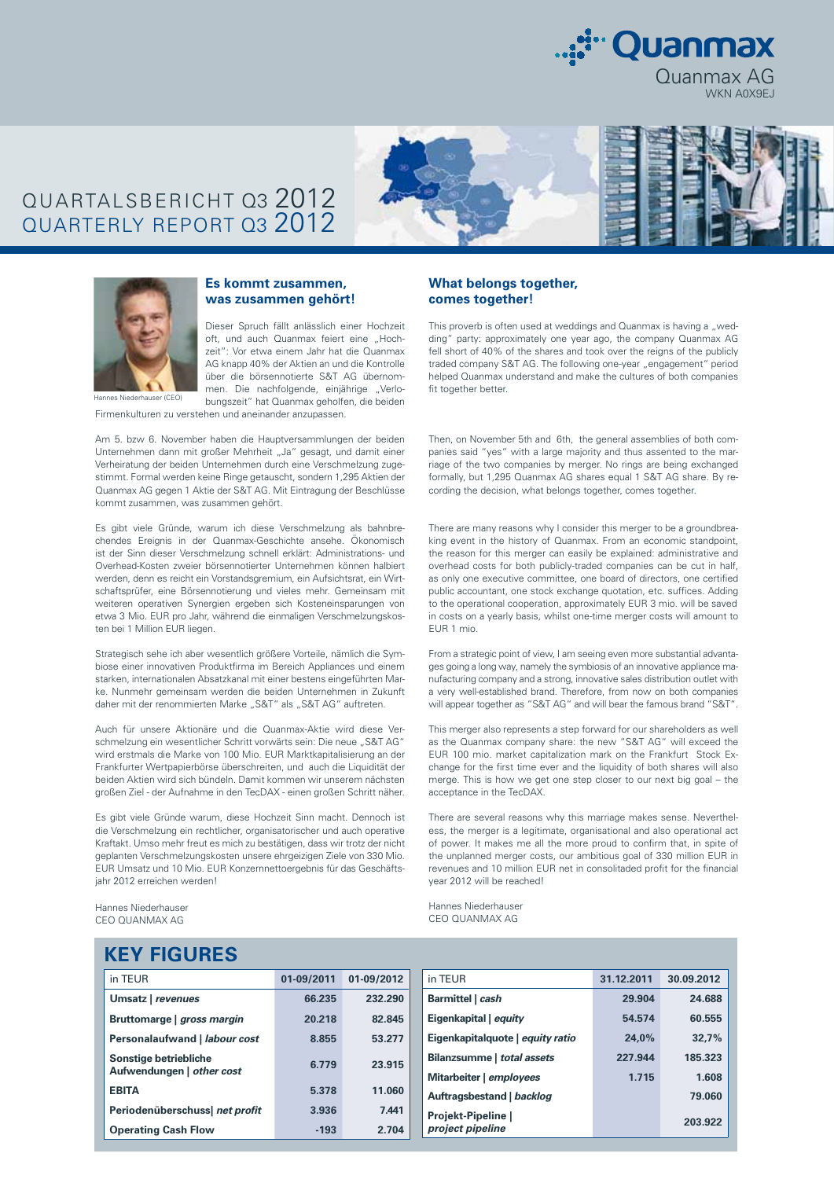Quanmax AG
WKN A0X9EJ

# QUARTALSBERICHT Q3 2012
# QUARTERLY REPORT Q3 2012

Hannes Niederhauser (CEO)

## Es kommt zusammen, was zusammen gehört!

Dieser Spruch fällt anlässlich einer Hochzeit oft, und auch Quanmax feiert eine „Hochzeit": Vor etwa einem Jahr hat die Quanmax AG knapp 40% der Aktien an und die Kontrolle über die börsennotierte S&T AG übernommen. Die nachfolgende, einjährige „Verlobungszeit" hat Quanmax geholfen, die beiden Firmenkulturen zu verstehen und aneinander anzupassen.

Am 5. bzw 6. November haben die Hauptversammlungen der beiden Unternehmen dann mit großer Mehrheit „Ja" gesagt, und damit einer Verheiratung der beiden Unternehmen durch eine Verschmelzung zugestimmt. Formal werden keine Ringe getauscht, sondern 1,295 Aktien der Quanmax AG gegen 1 Aktie der S&T AG. Mit Eintragung der Beschlüsse kommt zusammen, was zusammen gehört.

Es gibt viele Gründe, warum ich diese Verschmelzung als bahnbrechendes Ereignis in der Quanmax-Geschichte ansehe. Ökonomisch ist der Sinn dieser Verschmelzung schnell erklärt: Administrations- und Overhead-Kosten zweier börsennotierter Unternehmen können halbiert werden, denn es reicht ein Vorstandsgremium, ein Aufsichtsrat, ein Wirtschaftsprüfer, eine Börsennotierung und vieles mehr. Gemeinsam mit weiteren operativen Synergien ergeben sich Kosteneinsparungen von etwa 3 Mio. EUR pro Jahr, während die einmaligen Verschmelzungskosten bei 1 Million EUR liegen.

Strategisch sehe ich aber wesentlich größere Vorteile, nämlich die Symbiose einer innovativen Produktfirma im Bereich Appliances und einem starken, internationalen Absatzkanal mit einer bestens eingeführten Marke. Nunmehr gemeinsam werden die beiden Unternehmen in Zukunft daher mit der renommierten Marke „S&T" als „S&T AG" auftreten.

Auch für unsere Aktionäre und die Quanmax-Aktie wird diese Verschmelzung ein wesentlicher Schritt vorwärts sein: Die neue „S&T AG" wird erstmals die Marke von 100 Mio. EUR Marktkapitalisierung an der Frankfurter Wertpapierbörse überschreiten, und auch die Liquidität der beiden Aktien wird sich bündeln. Damit kommen wir unserem nächsten großen Ziel - der Aufnahme in den TecDAX - einen großen Schritt näher.

Es gibt viele Gründe warum, diese Hochzeit Sinn macht. Dennoch ist die Verschmelzung ein rechtlicher, organisatorischer und auch operative Kraftakt. Umso mehr freut es mich zu bestätigen, dass wir trotz der nicht geplanten Verschmelzungskosten unsere ehrgeizigen Ziele von 330 Mio. EUR Umsatz und 10 Mio. EUR Konzernnettoergebnis für das Geschäftsjahr 2012 erreichen werden!

Hannes Niederhauser
CEO QUANMAX AG

## What belongs together, comes together!

This proverb is often used at weddings and Quanmax is having a „wedding" party: approximately one year ago, the company Quanmax AG fell short of 40% of the shares and took over the reigns of the publicly traded company S&T AG. The following one-year „engagement" period helped Quanmax understand and make the cultures of both companies fit together better.

Then, on November 5th and 6th, the general assemblies of both companies said "yes" with a large majority and thus assented to the marriage of the two companies by merger. No rings are being exchanged formally, but 1,295 Quanmax AG shares equal 1 S&T AG share. By recording the decision, what belongs together, comes together.

There are many reasons why I consider this merger to be a groundbreaking event in the history of Quanmax. From an economic standpoint, the reason for this merger can easily be explained: administrative and overhead costs for both publicly-traded companies can be cut in half, as only one executive committee, one board of directors, one certified public accountant, one stock exchange quotation, etc. suffices. Adding to the operational cooperation, approximately EUR 3 mio. will be saved in costs on a yearly basis, whilst one-time merger costs will amount to EUR 1 mio.

From a strategic point of view, I am seeing even more substantial advantages going a long way, namely the symbiosis of an innovative appliance manufacturing company and a strong, innovative sales distribution outlet with a very well-established brand. Therefore, from now on both companies will appear together as "S&T AG" and will bear the famous brand "S&T".

This merger also represents a step forward for our shareholders as well as the Quanmax company share: the new "S&T AG" will exceed the EUR 100 mio. market capitalization mark on the Frankfurt Stock Exchange for the first time ever and the liquidity of both shares will also merge. This is how we get one step closer to our next big goal – the acceptance in the TecDAX.

There are several reasons why this marriage makes sense. Nevertheless, the merger is a legitimate, organisational and also operational act of power. It makes me all the more proud to confirm that, in spite of the unplanned merger costs, our ambitious goal of 330 million EUR in revenues and 10 million EUR net in consolidated profit for the financial year 2012 will be reached!

Hannes Niederhauser
CEO QUANMAX AG

## KEY FIGURES

| in TEUR | 01-09/2011 | 01-09/2012 |
|---|---|---|
| **Umsatz \| *revenues*** | 66.235 | 232.290 |
| **Bruttomarge \| *gross margin*** | 20.218 | 82.845 |
| **Personalaufwand \| *labour cost*** | 8.855 | 53.277 |
| **Sonstige betriebliche Aufwendungen \| *other cost*** | 6.779 | 23.915 |
| **EBITA** | 5.378 | 11.060 |
| **Periodenüberschuss\| *net profit*** | 3.936 | 7.441 |
| **Operating Cash Flow** | -193 | 2.704 |

| in TEUR | 31.12.2011 | 30.09.2012 |
|---|---|---|
| **Barmittel \| *cash*** | 29.904 | 24.688 |
| **Eigenkapital \| *equity*** | 54.574 | 60.555 |
| **Eigenkapitalquote \| *equity ratio*** | 24,0% | 32,7% |
| **Bilanzsumme \| *total assets*** | 227.944 | 185.323 |
| **Mitarbeiter \| *employees*** | 1.715 | 1.608 |
| **Auftragsbestand \| *backlog*** | | 79.060 |
| **Projekt-Pipeline \| *project pipeline*** | | 203.922 |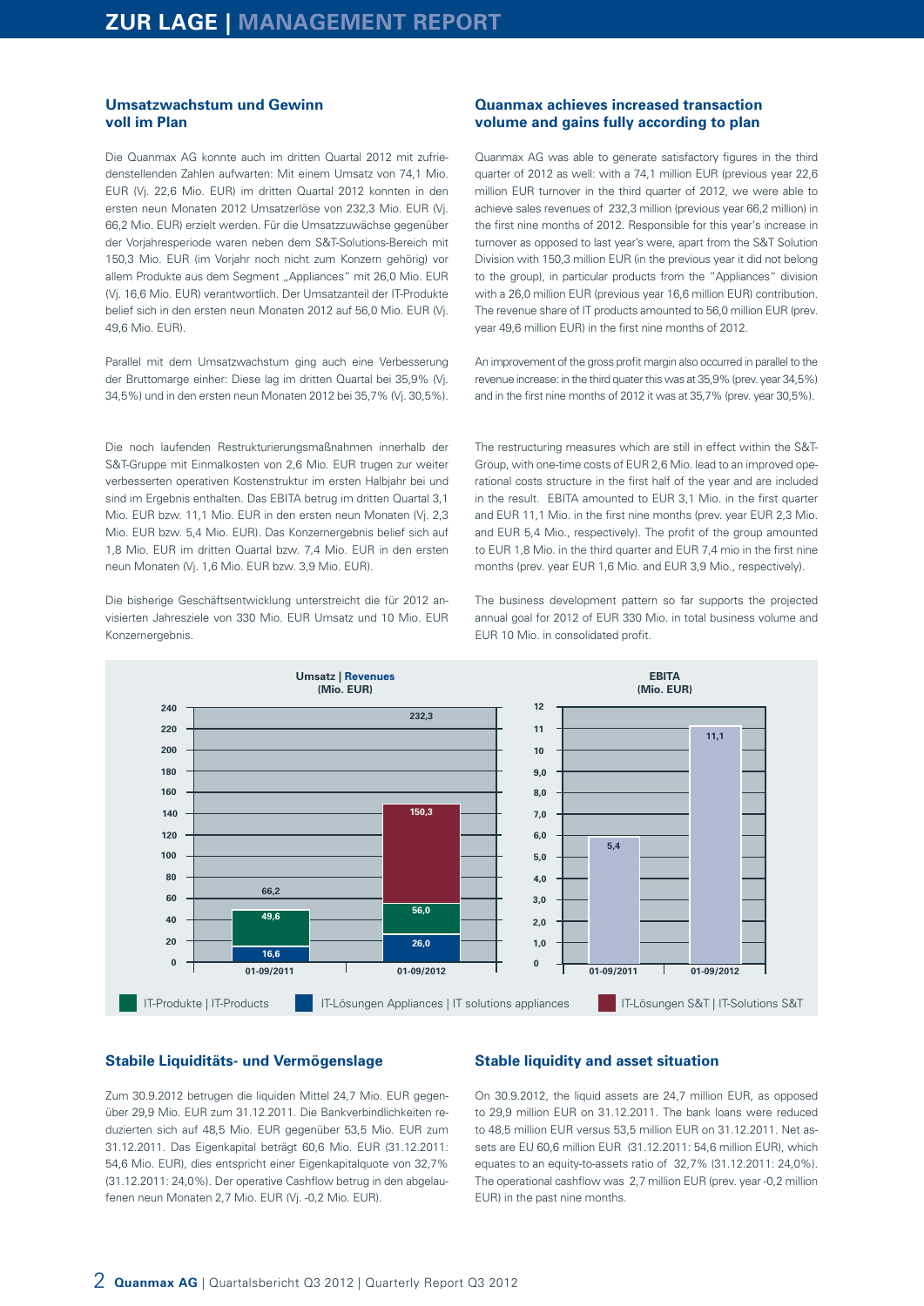## Umsatzwachstum und Gewinn voll im Plan

Die Quanmax AG konnte auch im dritten Quartal 2012 mit zufriedenstellenden Zahlen aufwarten: Mit einem Umsatz von 74,1 Mio. EUR (Vj. 22,6 Mio. EUR) im dritten Quartal 2012 konnten in den ersten neun Monaten 2012 Umsatzerlöse von 232,3 Mio. EUR (Vj. 66,2 Mio. EUR) erzielt werden. Für die Umsatzzuwächse gegenüber der Vorjahresperiode waren neben dem S&T-Solutions-Bereich mit 150,3 Mio. EUR (im Vorjahr noch nicht zum Konzern gehörig) vor allem Produkte aus dem Segment „Appliances" mit 26,0 Mio. EUR (Vj. 16,6 Mio. EUR) verantwortlich. Der Umsatzanteil der IT-Produkte belief sich in den ersten neun Monaten 2012 auf 56,0 Mio. EUR (Vj. 49,6 Mio. EUR).

Parallel mit dem Umsatzwachstum ging auch eine Verbesserung der Bruttomarge einher: Diese lag im dritten Quartal bei 35,9% (Vj. 34,5%) und in den ersten neun Monaten 2012 bei 35,7% (Vj. 30,5%).

Die noch laufenden Restrukturierungsmaßnahmen innerhalb der S&T-Gruppe mit Einmalkosten von 2,6 Mio. EUR trugen zur weiter verbesserten operativen Kostenstruktur im ersten Halbjahr bei und sind im Ergebnis enthalten. Das EBITA betrug im dritten Quartal 3,1 Mio. EUR bzw. 11,1 Mio. EUR in den ersten neun Monaten (Vj. 2,3 Mio. EUR bzw. 5,4 Mio. EUR). Das Konzernergebnis belief sich auf 1,8 Mio. EUR im dritten Quartal bzw. 7,4 Mio. EUR in den ersten neun Monaten (Vj. 1,6 Mio. EUR bzw. 3,9 Mio. EUR).

Die bisherige Geschäftsentwicklung unterstreicht die für 2012 anvisierten Jahresziele von 330 Mio. EUR Umsatz und 10 Mio. EUR Konzernergebnis.

## Quanmax achieves increased transaction volume and gains fully according to plan

Quanmax AG was able to generate satisfactory figures in the third quarter of 2012 as well: with a 74,1 million EUR (previous year 22,6 million EUR turnover in the third quarter of 2012, we were able to achieve sales revenues of 232,3 million (previous year 66,2 million) in the first nine months of 2012. Responsible for this year's increase in turnover as opposed to last year's were, apart from the S&T Solution Division with 150,3 million EUR (in the previous year it did not belong to the group), in particular products from the "Appliances" division with a 26,0 million EUR (previous year 16,6 million EUR) contribution. The revenue share of IT products amounted to 56,0 million EUR (prev. year 49,6 million EUR) in the first nine months of 2012.

An improvement of the gross profit margin also occurred in parallel to the revenue increase: in the third quater this was at 35,9% (prev. year 34,5%) and in the first nine months of 2012 it was at 35,7% (prev. year 30,5%).

The restructuring measures which are still in effect within the S&T-Group, with one-time costs of EUR 2,6 Mio. lead to an improved operational costs structure in the first half of the year and are included in the result. EBITA amounted to EUR 3,1 Mio. in the first quarter and EUR 11,1 Mio. in the first nine months (prev. year EUR 2,3 Mio. and EUR 5,4 Mio., respectively). The profit of the group amounted to EUR 1,8 Mio. in the third quarter and EUR 7,4 mio in the first nine months (prev. year EUR 1,6 Mio. and EUR 3,9 Mio., respectively).

The business development pattern so far supports the projected annual goal for 2012 of EUR 330 Mio. in total business volume and EUR 10 Mio. in consolidated profit.

**Umsatz | Revenues (Mio. EUR)**

| | 01-09/2011 | 01-09/2012 |
|---|---|---|
| IT-Lösungen Appliances \| IT solutions appliances | 16,6 | 26,0 |
| IT-Produkte \| IT-Products | 49,6 | 56,0 |
| IT-Lösungen S&T \| IT-Solutions S&T | – | 150,3 |
| Gesamt | 66,2 | 232,3 |

**EBITA (Mio. EUR)**

| 01-09/2011 | 01-09/2012 |
|---|---|
| 5,4 | 11,1 |

## Stabile Liquiditäts- und Vermögenslage

Zum 30.9.2012 betrugen die liquiden Mittel 24,7 Mio. EUR gegenüber 29,9 Mio. EUR zum 31.12.2011. Die Bankverbindlichkeiten reduzierten sich auf 48,5 Mio. EUR gegenüber 53,5 Mio. EUR zum 31.12.2011. Das Eigenkapital beträgt 60,6 Mio. EUR (31.12.2011: 54,6 Mio. EUR), dies entspricht einer Eigenkapitalquote von 32,7% (31.12.2011: 24,0%). Der operative Cashflow betrug in den abgelaufenen neun Monaten 2,7 Mio. EUR (Vj. -0,2 Mio. EUR).

## Stable liquidity and asset situation

On 30.9.2012, the liquid assets are 24,7 million EUR, as opposed to 29,9 million EUR on 31.12.2011. The bank loans were reduced to 48,5 million EUR versus 53,5 million EUR on 31.12.2011. Net assets are EUR 60,6 million EUR (31.12.2011: 54,6 million EUR), which equates to an equity-to-assets ratio of 32,7% (31.12.2011: 24,0%). The operational cashflow was 2,7 million EUR (prev. year -0,2 million EUR) in the past nine months.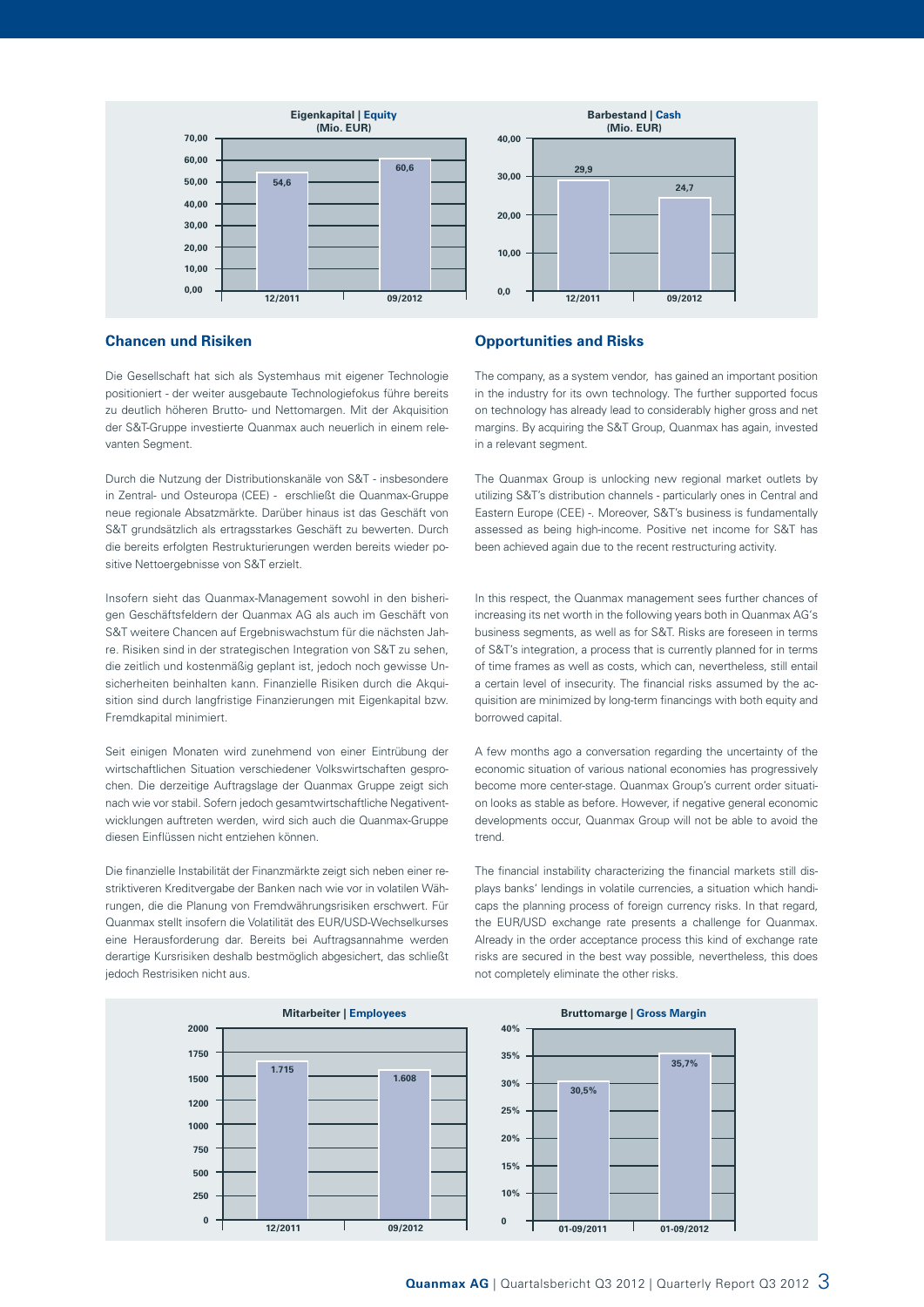**Eigenkapital | Equity (Mio. EUR)**

| | 12/2011 | 09/2012 |
|---|---|---|
| Eigenkapital / Equity | 54,6 | 60,6 |

**Barbestand | Cash (Mio. EUR)**

| | 12/2011 | 09/2012 |
|---|---|---|
| Barbestand / Cash | 29,9 | 24,7 |

## Chancen und Risiken

Die Gesellschaft hat sich als Systemhaus mit eigener Technologie positioniert - der weiter ausgebaute Technologiefokus führe bereits zu deutlich höheren Brutto- und Nettomargen. Mit der Akquisition der S&T-Gruppe investierte Quanmax auch neuerlich in einem relevanten Segment.

Durch die Nutzung der Distributionskanäle von S&T - insbesondere in Zentral- und Osteuropa (CEE) - erschließt die Quanmax-Gruppe neue regionale Absatzmärkte. Darüber hinaus ist das Geschäft von S&T grundsätzlich als ertragsstarkes Geschäft zu bewerten. Durch die bereits erfolgten Restrukturierungen werden bereits wieder positive Nettoergebnisse von S&T erzielt.

Insofern sieht das Quanmax-Management sowohl in den bisherigen Geschäftsfeldern der Quanmax AG als auch im Geschäft von S&T weitere Chancen auf Ergebniswachstum für die nächsten Jahre. Risiken sind in der strategischen Integration von S&T zu sehen, die zeitlich und kostenmäßig geplant ist, jedoch noch gewisse Unsicherheiten beinhalten kann. Finanzielle Risiken durch die Akquisition sind durch langfristige Finanzierungen mit Eigenkapital bzw. Fremdkapital minimiert.

Seit einigen Monaten wird zunehmend von einer Eintrübung der wirtschaftlichen Situation verschiedener Volkswirtschaften gesprochen. Die derzeitige Auftragslage der Quanmax Gruppe zeigt sich nach wie vor stabil. Sofern jedoch gesamtwirtschaftliche Negativentwicklungen auftreten werden, wird sich auch die Quanmax-Gruppe diesen Einflüssen nicht entziehen können.

Die finanzielle Instabilität der Finanzmärkte zeigt sich neben einer restriktiveren Kreditvergabe der Banken nach wie vor in volatilen Währungen, die die Planung von Fremdwährungsrisiken erschwert. Für Quanmax stellt insofern die Volatilität des EUR/USD-Wechselkurses eine Herausforderung dar. Bereits bei Auftragsannahme werden derartige Kursrisiken deshalb bestmöglich abgesichert, das schließt jedoch Restrisiken nicht aus.

## Opportunities and Risks

The company, as a system vendor, has gained an important position in the industry for its own technology. The further supported focus on technology has already lead to considerably higher gross and net margins. By acquiring the S&T Group, Quanmax has again, invested in a relevant segment.

The Quanmax Group is unlocking new regional market outlets by utilizing S&T's distribution channels - particularly ones in Central and Eastern Europe (CEE) -. Moreover, S&T's business is fundamentally assessed as being high-income. Positive net income for S&T has been achieved again due to the recent restructuring activity.

In this respect, the Quanmax management sees further chances of increasing its net worth in the following years both in Quanmax AG's business segments, as well as for S&T. Risks are foreseen in terms of S&T's integration, a process that is currently planned for in terms of time frames as well as costs, which can, nevertheless, still entail a certain level of insecurity. The financial risks assumed by the acquisition are minimized by long-term financings with both equity and borrowed capital.

A few months ago a conversation regarding the uncertainty of the economic situation of various national economies has progressively become more center-stage. Quanmax Group's current order situation looks as stable as before. However, if negative general economic developments occur, Quanmax Group will not be able to avoid the trend.

The financial instability characterizing the financial markets still displays banks' lendings in volatile currencies, a situation which handicaps the planning process of foreign currency risks. In that regard, the EUR/USD exchange rate presents a challenge for Quanmax. Already in the order acceptance process this kind of exchange rate risks are secured in the best way possible, nevertheless, this does not completely eliminate the other risks.

**Mitarbeiter | Employees**

| | 12/2011 | 09/2012 |
|---|---|---|
| Mitarbeiter / Employees | 1.715 | 1.608 |

**Bruttomarge | Gross Margin**

| | 01-09/2011 | 01-09/2012 |
|---|---|---|
| Bruttomarge / Gross Margin | 30,5% | 35,7% |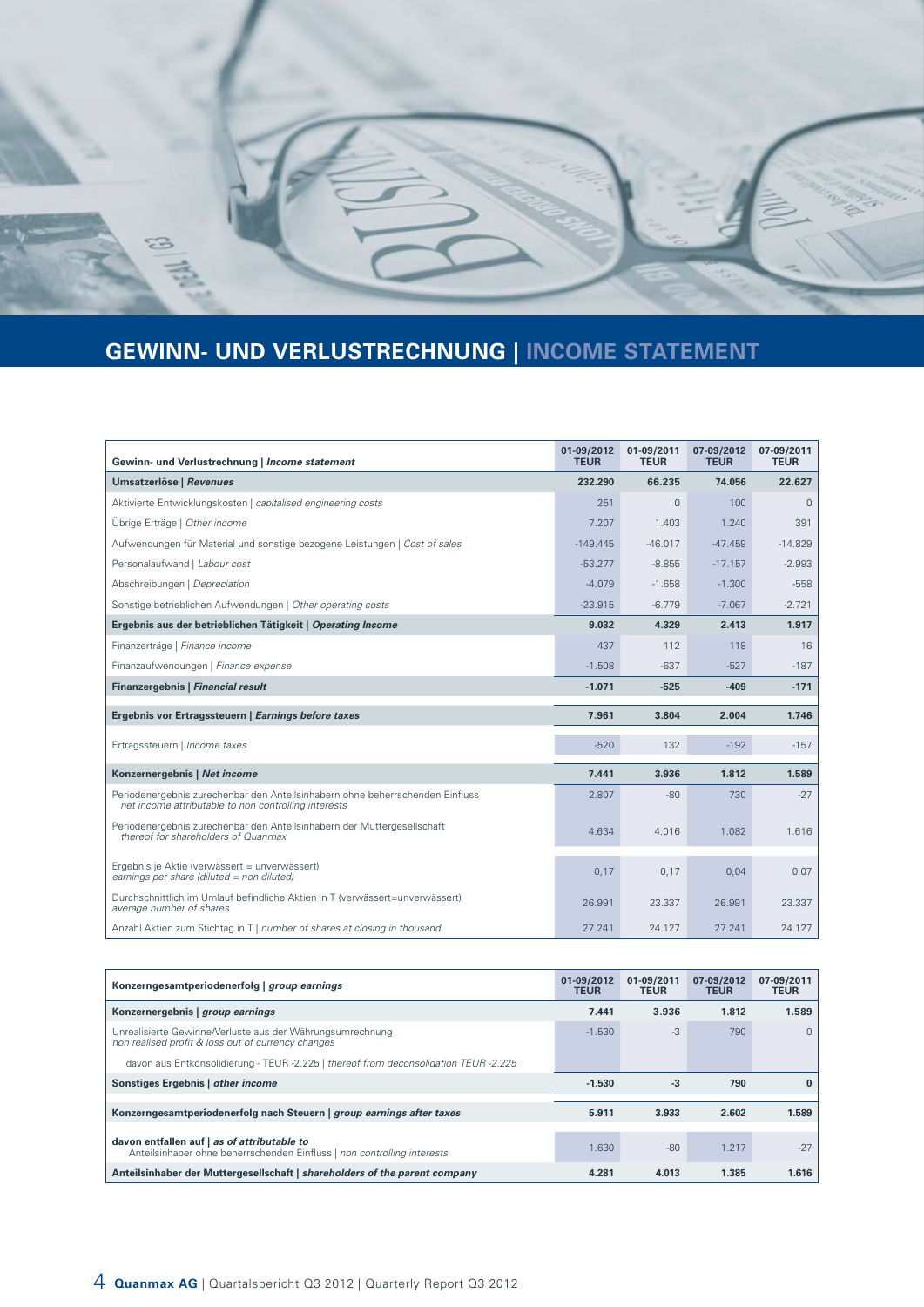# GEWINN- UND VERLUSTRECHNUNG | INCOME STATEMENT

| Gewinn- und Verlustrechnung \| *Income statement* | 01-09/2012 TEUR | 01-09/2011 TEUR | 07-09/2012 TEUR | 07-09/2011 TEUR |
|---|---|---|---|---|
| **Umsatzerlöse \| *Revenues*** | **232.290** | **66.235** | **74.056** | **22.627** |
| Aktivierte Entwicklungskosten \| *capitalised engineering costs* | 251 | 0 | 100 | 0 |
| Übrige Erträge \| *Other income* | 7.207 | 1.403 | 1.240 | 391 |
| Aufwendungen für Material und sonstige bezogene Leistungen \| *Cost of sales* | -149.445 | -46.017 | -47.459 | -14.829 |
| Personalaufwand \| *Labour cost* | -53.277 | -8.855 | -17.157 | -2.993 |
| Abschreibungen \| *Depreciation* | -4.079 | -1.658 | -1.300 | -558 |
| Sonstige betrieblichen Aufwendungen \| *Other operating costs* | -23.915 | -6.779 | -7.067 | -2.721 |
| **Ergebnis aus der betrieblichen Tätigkeit \| *Operating Income*** | **9.032** | **4.329** | **2.413** | **1.917** |
| Finanzerträge \| *Finance income* | 437 | 112 | 118 | 16 |
| Finanzaufwendungen \| *Finance expense* | -1.508 | -637 | -527 | -187 |
| **Finanzergebnis \| *Financial result*** | **-1.071** | **-525** | **-409** | **-171** |
| **Ergebnis vor Ertragssteuern \| *Earnings before taxes*** | **7.961** | **3.804** | **2.004** | **1.746** |
| Ertragssteuern \| *Income taxes* | -520 | 132 | -192 | -157 |
| **Konzernergebnis \| *Net income*** | **7.441** | **3.936** | **1.812** | **1.589** |
| Periodenergebnis zurechenbar den Anteilsinhabern ohne beherrschenden Einfluss *net income attributable to non controlling interests* | 2.807 | -80 | 730 | -27 |
| Periodenergebnis zurechenbar den Anteilsinhabern der Muttergesellschaft *thereof for shareholders of Quanmax* | 4.634 | 4.016 | 1.082 | 1.616 |
| Ergebnis je Aktie (verwässert = unverwässert) *earnings per share (diluted = non diluted)* | 0,17 | 0,17 | 0,04 | 0,07 |
| Durchschnittlich im Umlauf befindliche Aktien in T (verwässert=unverwässert) *average number of shares* | 26.991 | 23.337 | 26.991 | 23.337 |
| Anzahl Aktien zum Stichtag in T \| *number of shares at closing in thousand* | 27.241 | 24.127 | 27.241 | 24.127 |

| Konzerngesamtperiodenerfolg \| *group earnings* | 01-09/2012 TEUR | 01-09/2011 TEUR | 07-09/2012 TEUR | 07-09/2011 TEUR |
|---|---|---|---|---|
| **Konzernergebnis \| *group earnings*** | **7.441** | **3.936** | **1.812** | **1.589** |
| Unrealisierte Gewinne/Verluste aus der Währungsumrechnung *non realised profit & loss out of currency changes* | -1.530 | -3 | 790 | 0 |
| davon aus Entkonsolidierung - TEUR -2.225 \| *thereof from deconsolidation TEUR -2.225* | | | | |
| **Sonstiges Ergebnis \| *other income*** | **-1.530** | **-3** | **790** | **0** |
| **Konzerngesamtperiodenerfolg nach Steuern \| *group earnings after taxes*** | **5.911** | **3.933** | **2.602** | **1.589** |
| **davon entfallen auf \| *as of attributable to*** Anteilsinhaber ohne beherrschenden Einfluss \| *non controlling interests* | 1.630 | -80 | 1.217 | -27 |
| **Anteilsinhaber der Muttergesellschaft \| *shareholders of the parent company*** | **4.281** | **4.013** | **1.385** | **1.616** |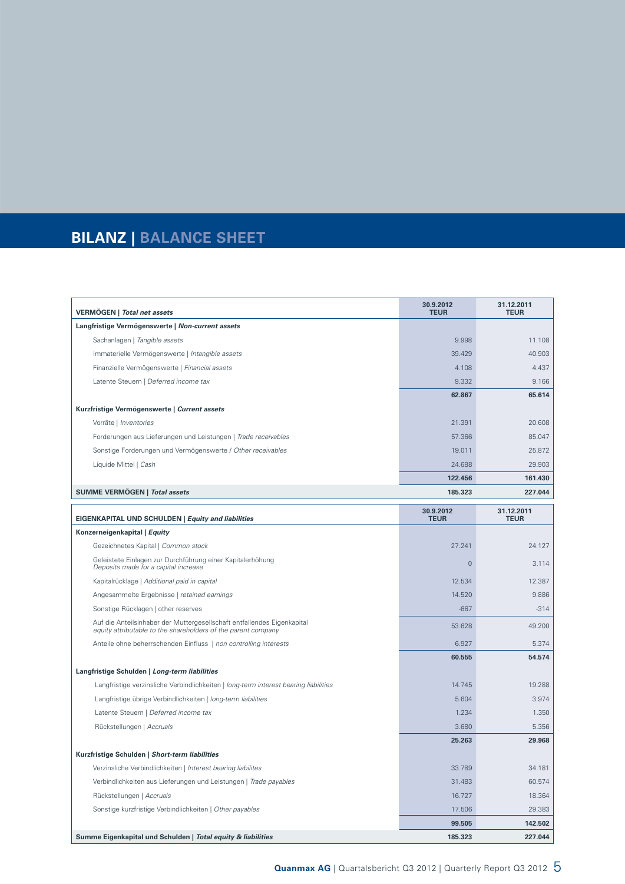# BILANZ | BALANCE SHEET

| VERMÖGEN \| *Total net assets* | 30.9.2012 TEUR | 31.12.2011 TEUR |
|---|---|---|
| **Langfristige Vermögenswerte \| *Non-current assets*** | | |
| Sachanlagen \| *Tangible assets* | 9.998 | 11.108 |
| Immaterielle Vermögenswerte \| *Intangible assets* | 39.429 | 40.903 |
| Finanzielle Vermögenswerte \| *Financial assets* | 4.108 | 4.437 |
| Latente Steuern \| *Deferred income tax* | 9.332 | 9.166 |
| | **62.867** | **65.614** |
| **Kurzfristige Vermögenswerte \| *Current assets*** | | |
| Vorräte \| *Inventories* | 21.391 | 20.608 |
| Forderungen aus Lieferungen und Leistungen \| *Trade receivables* | 57.366 | 85.047 |
| Sonstige Forderungen und Vermögenswerte / *Other receivables* | 19.011 | 25.872 |
| Liquide Mittel \| *Cash* | 24.688 | 29.903 |
| | **122.456** | **161.430** |
| **SUMME VERMÖGEN \| *Total assets*** | **185.323** | **227.044** |

| EIGENKAPITAL UND SCHULDEN \| *Equity and liabilities* | 30.9.2012 TEUR | 31.12.2011 TEUR |
|---|---|---|
| **Konzerneigenkapital \| *Equity*** | | |
| Gezeichnetes Kapital \| *Common stock* | 27.241 | 24.127 |
| Geleistete Einlagen zur Durchführung einer Kapitalerhöhung *Deposits made for a capital increase* | 0 | 3.114 |
| Kapitalrücklage \| *Additional paid in capital* | 12.534 | 12.387 |
| Angesammelte Ergebnisse \| *retained earnings* | 14.520 | 9.886 |
| Sonstige Rücklagen \| other reserves | -667 | -314 |
| Auf die Anteilsinhaber der Muttergesellschaft entfallendes Eigenkapital *equity attributable to the shareholders of the parent company* | 53.628 | 49.200 |
| Anteile ohne beherrschenden Einfluss \| *non controlling interests* | 6.927 | 5.374 |
| | **60.555** | **54.574** |
| **Langfristige Schulden \| *Long-term liabilities*** | | |
| Langfristige verzinsliche Verbindlichkeiten \| *long-term interest bearing liabilities* | 14.745 | 19.288 |
| Langfristige übrige Verbindlichkeiten \| *long-term liabilities* | 5.604 | 3.974 |
| Latente Steuern \| *Deferred income tax* | 1.234 | 1.350 |
| Rückstellungen \| *Accruals* | 3.680 | 5.356 |
| | **25.263** | **29.968** |
| **Kurzfristige Schulden \| *Short-term liabilities*** | | |
| Verzinsliche Verbindlichkeiten \| *Interest bearing liabilites* | 33.789 | 34.181 |
| Verbindlichkeiten aus Lieferungen und Leistungen \| *Trade payables* | 31.483 | 60.574 |
| Rückstellungen \| *Accruals* | 16.727 | 18.364 |
| Sonstige kurzfristige Verbindlichkeiten \| *Other payables* | 17.506 | 29.383 |
| | **99.505** | **142.502** |
| **Summe Eigenkapital und Schulden \| *Total equity & liabilities*** | **185.323** | **227.044** |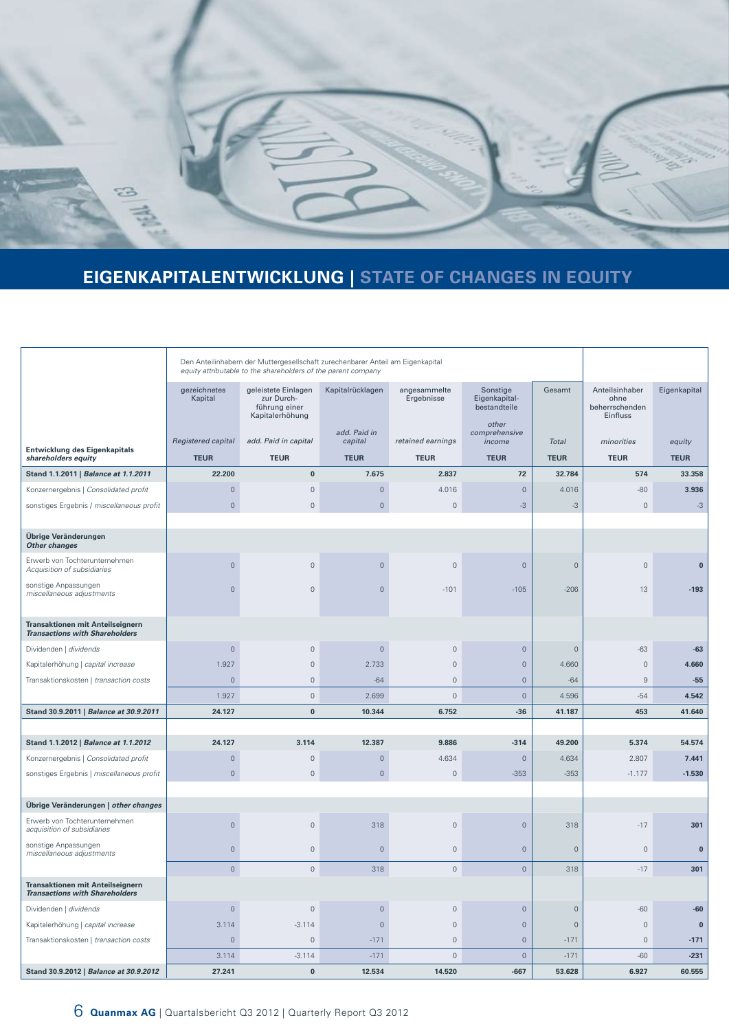# EIGENKAPITALENTWICKLUNG | STATE OF CHANGES IN EQUITY

| Entwicklung des Eigenkapitals *shareholders equity* | Den Anteilinhabern der Muttergesellschaft zurechenbarer Anteil am Eigenkapital *equity attributable to the shareholders of the parent company* | | | | | | | |
|---|---|---|---|---|---|---|---|---|
| | gezeichnetes Kapital *Registered capital* | geleistete Einlagen zur Durchführung einer Kapitalerhöhung *add. Paid in capital* | Kapitalrücklagen *add. Paid in capital* | angesammelte Ergebnisse *retained earnings* | Sonstige Eigenkapitalbestandteile *other comprehensive income* | Gesamt *Total* | Anteilsinhaber ohne beherrschenden Einfluss *minorities* | Eigenkapital *equity* |
| | **TEUR** | **TEUR** | **TEUR** | **TEUR** | **TEUR** | **TEUR** | **TEUR** | **TEUR** |
| **Stand 1.1.2011 \| *Balance at 1.1.2011*** | **22.200** | **0** | **7.675** | **2.837** | **72** | **32.784** | **574** | **33.358** |
| Konzernergebnis \| *Consolidated profit* | 0 | 0 | 0 | 4.016 | 0 | 4.016 | -80 | **3.936** |
| sonstiges Ergebnis / *miscellaneous profit* | 0 | 0 | 0 | 0 | -3 | -3 | 0 | -3 |
| | | | | | | | | |
| **Übrige Veränderungen *Other changes*** | | | | | | | | |
| Erwerb von Tochterunternehmen *Acquisition of subsidiaries* | 0 | 0 | 0 | 0 | 0 | 0 | 0 | **0** |
| sonstige Anpassungen *miscellaneous adjustments* | 0 | 0 | 0 | -101 | -105 | -206 | 13 | **-193** |
| **Transaktionen mit Anteilseignern *Transactions with Shareholders*** | | | | | | | | |
| Dividenden \| *dividends* | 0 | 0 | 0 | 0 | 0 | 0 | -63 | **-63** |
| Kapitalerhöhung \| *capital increase* | 1.927 | 0 | 2.733 | 0 | 0 | 4.660 | 0 | **4.660** |
| Transaktionskosten \| *transaction costs* | 0 | 0 | -64 | 0 | 0 | -64 | 9 | **-55** |
| | 1.927 | 0 | 2.699 | 0 | 0 | 4.596 | -54 | **4.542** |
| **Stand 30.9.2011 \| *Balance at 30.9.2011*** | **24.127** | **0** | **10.344** | **6.752** | **-36** | **41.187** | **453** | **41.640** |
| | | | | | | | | |
| **Stand 1.1.2012 \| *Balance at 1.1.2012*** | **24.127** | **3.114** | **12.387** | **9.886** | **-314** | **49.200** | **5.374** | **54.574** |
| Konzernergebnis \| *Consolidated profit* | 0 | 0 | 0 | 4.634 | 0 | 4.634 | 2.807 | **7.441** |
| sonstiges Ergebnis \| *miscellaneous profit* | 0 | 0 | 0 | 0 | -353 | -353 | -1.177 | **-1.530** |
| | | | | | | | | |
| **Übrige Veränderungen \| *other changes*** | | | | | | | | |
| Erwerb von Tochterunternehmen *acquisition of subsidiaries* | 0 | 0 | 318 | 0 | 0 | 318 | -17 | **301** |
| sonstige Anpassungen *miscellaneous adjustments* | 0 | 0 | 0 | 0 | 0 | 0 | 0 | **0** |
| | 0 | 0 | 318 | 0 | 0 | 318 | -17 | **301** |
| **Transaktionen mit Anteilseignern *Transactions with Shareholders*** | | | | | | | | |
| Dividenden \| *dividends* | 0 | 0 | 0 | 0 | 0 | 0 | -60 | **-60** |
| Kapitalerhöhung \| *capital increase* | 3.114 | -3.114 | 0 | 0 | 0 | 0 | 0 | **0** |
| Transaktionskosten \| *transaction costs* | 0 | 0 | -171 | 0 | 0 | -171 | 0 | **-171** |
| | 3.114 | -3.114 | -171 | 0 | 0 | -171 | -60 | **-231** |
| **Stand 30.9.2012 \| *Balance at 30.9.2012*** | **27.241** | **0** | **12.534** | **14.520** | **-667** | **53.628** | **6.927** | **60.555** |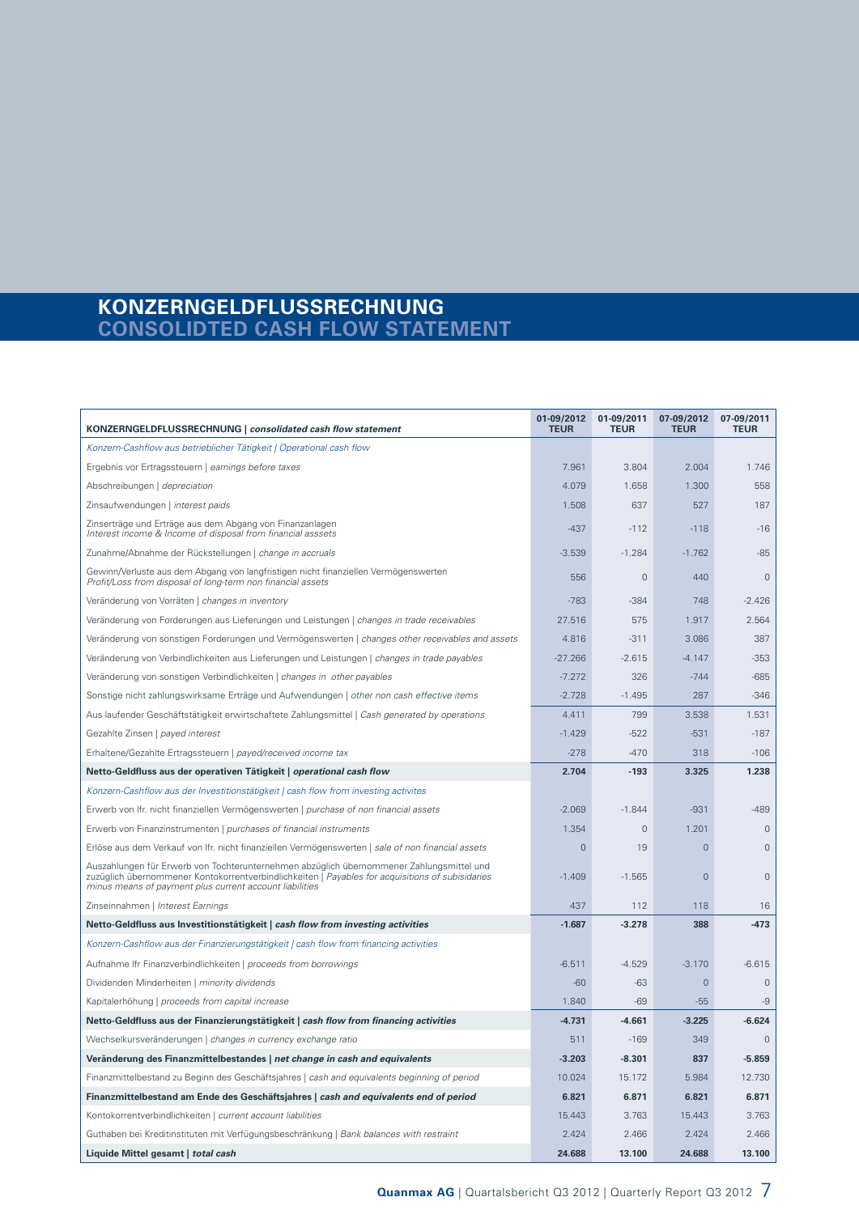# KONZERNGELDFLUSSRECHNUNG
## CONSOLIDTED CASH FLOW STATEMENT

| **KONZERNGELDFLUSSRECHNUNG \| *consolidated cash flow statement*** | **01-09/2012 TEUR** | **01-09/2011 TEUR** | **07-09/2012 TEUR** | **07-09/2011 TEUR** |
|---|---|---|---|---|
| *Konzern-Cashflow aus betrieblicher Tätigkeit \| Operational cash flow* | | | | |
| Ergebnis vor Ertragssteuern \| *earnings before taxes* | 7.961 | 3.804 | 2.004 | 1.746 |
| Abschreibungen \| *depreciation* | 4.079 | 1.658 | 1.300 | 558 |
| Zinsaufwendungen \| *interest paids* | 1.508 | 637 | 527 | 187 |
| Zinserträge und Erträge aus dem Abgang von Finanzanlagen *Interest income & Income of disposal from financial asssets* | -437 | -112 | -118 | -16 |
| Zunahme/Abnahme der Rückstellungen \| *change in accruals* | -3.539 | -1.284 | -1.762 | -85 |
| Gewinn/Verluste aus dem Abgang von langfristigen nicht finanziellen Vermögenswerten *Profit/Loss from disposal of long-term non financial assets* | 556 | 0 | 440 | 0 |
| Veränderung von Vorräten \| *changes in inventory* | -783 | -384 | 748 | -2.426 |
| Veränderung von Forderungen aus Lieferungen und Leistungen \| *changes in trade receivables* | 27.516 | 575 | 1.917 | 2.564 |
| Veränderung von sonstigen Forderungen und Vermögenswerten \| *changes other receivables and assets* | 4.816 | -311 | 3.086 | 387 |
| Veränderung von Verbindlichkeiten aus Lieferungen und Leistungen \| *changes in trade payables* | -27.266 | -2.615 | -4.147 | -353 |
| Veränderung von sonstigen Verbindlichkeiten \| *changes in other payables* | -7.272 | 326 | -744 | -685 |
| Sonstige nicht zahlungswirksame Erträge und Aufwendungen \| *other non cash effective items* | -2.728 | -1.495 | 287 | -346 |
| Aus laufender Geschäftstätigkeit erwirtschaftete Zahlungsmittel \| *Cash generated by operations* | 4.411 | 799 | 3.538 | 1.531 |
| Gezahlte Zinsen \| *payed interest* | -1.429 | -522 | -531 | -187 |
| Erhaltene/Gezahlte Ertragssteuern \| *payed/received income tax* | -278 | -470 | 318 | -106 |
| **Netto-Geldfluss aus der operativen Tätigkeit \| *operational cash flow*** | **2.704** | **-193** | **3.325** | **1.238** |
| *Konzern-Cashflow aus der Investitionstätigkeit \| cash flow from investing activites* | | | | |
| Erwerb von lfr. nicht finanziellen Vermögenswerten \| *purchase of non financial assets* | -2.069 | -1.844 | -931 | -489 |
| Erwerb von Finanzinstrumenten \| *purchases of financial instruments* | 1.354 | 0 | 1.201 | 0 |
| Erlöse aus dem Verkauf von lfr. nicht finanziellen Vermögenswerten \| *sale of non financial assets* | 0 | 19 | 0 | 0 |
| Auszahlungen für Erwerb von Tochterunternehmen abzüglich übernommener Zahlungsmittel und zuzüglich übernommener Kontokorrentverbindlichkeiten \| *Payables for acquisitions of subisidaries minus means of payment plus current account liabilities* | -1.409 | -1.565 | 0 | 0 |
| Zinseinnahmen \| *Interest Earnings* | 437 | 112 | 118 | 16 |
| **Netto-Geldfluss aus Investitionstätigkeit \| *cash flow from investing activities*** | **-1.687** | **-3.278** | **388** | **-473** |
| *Konzern-Cashflow aus der Finanzierungstätigkeit \| cash flow from financing activities* | | | | |
| Aufnahme lfr Finanzverbindlichkeiten \| *proceeds from borrowings* | -6.511 | -4.529 | -3.170 | -6.615 |
| Dividenden Minderheiten \| *minority dividends* | -60 | -63 | 0 | 0 |
| Kapitalerhöhung \| *proceeds from capital increase* | 1.840 | -69 | -55 | -9 |
| **Netto-Geldfluss aus der Finanzierungstätigkeit \| *cash flow from financing activities*** | **-4.731** | **-4.661** | **-3.225** | **-6.624** |
| Wechselkursveränderungen \| *changes in currency exchange ratio* | 511 | -169 | 349 | 0 |
| **Veränderung des Finanzmittelbestandes \| *net change in cash and equivalents*** | **-3.203** | **-8.301** | **837** | **-5.859** |
| Finanzmittelbestand zu Beginn des Geschäftsjahres \| *cash and equivalents beginning of period* | 10.024 | 15.172 | 5.984 | 12.730 |
| **Finanzmittelbestand am Ende des Geschäftsjahres \| *cash and equivalents end of period*** | **6.821** | **6.871** | **6.821** | **6.871** |
| Kontokorrentverbindlichkeiten \| *current account liabilities* | 15.443 | 3.763 | 15.443 | 3.763 |
| Guthaben bei Kreditinstituten mit Verfügungsbeschränkung \| *Bank balances with restraint* | 2.424 | 2.466 | 2.424 | 2.466 |
| **Liquide Mittel gesamt \| *total cash*** | **24.688** | **13.100** | **24.688** | **13.100** |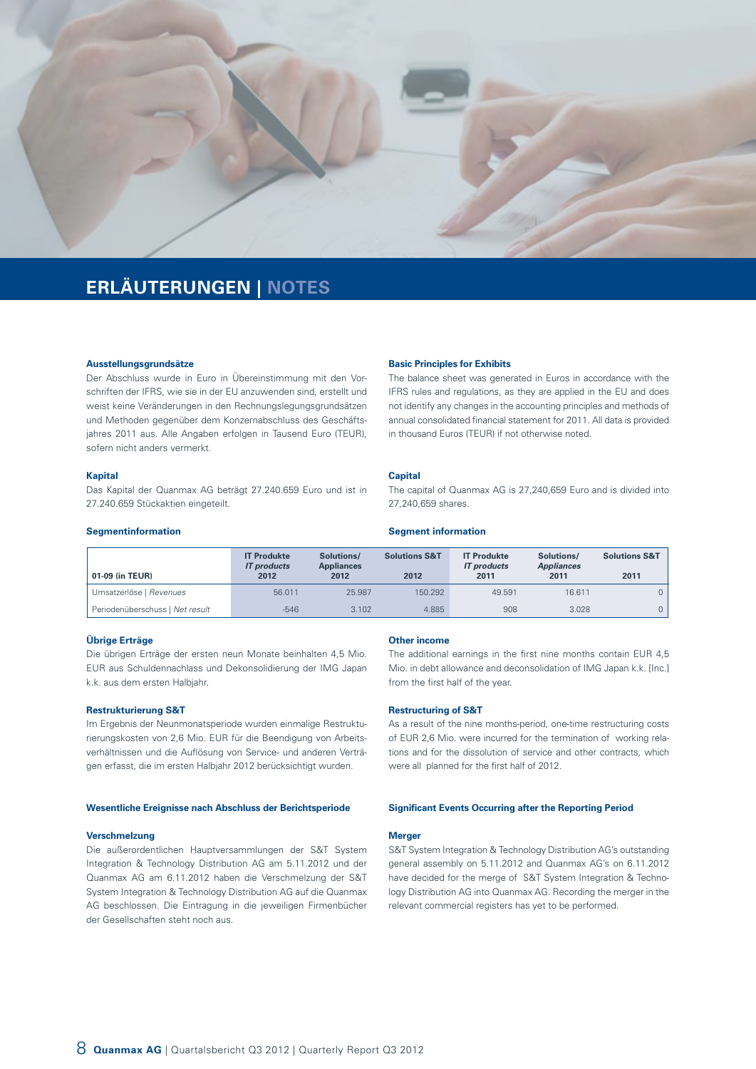# ERLÄUTERUNGEN | NOTES

### Ausstellungsgrundsätze

Der Abschluss wurde in Euro in Übereinstimmung mit den Vorschriften der IFRS, wie sie in der EU anzuwenden sind, erstellt und weist keine Veränderungen in den Rechnungslegungsgrundsätzen und Methoden gegenüber dem Konzernabschluss des Geschäftsjahres 2011 aus. Alle Angaben erfolgen in Tausend Euro (TEUR), sofern nicht anders vermerkt.

### Basic Principles for Exhibits

The balance sheet was generated in Euros in accordance with the IFRS rules and regulations, as they are applied in the EU and does not identify any changes in the accounting principles and methods of annual consolidated financial statement for 2011. All data is provided in thousand Euros (TEUR) if not otherwise noted.

### Kapital

Das Kapital der Quanmax AG beträgt 27.240.659 Euro und ist in 27.240.659 Stückaktien eingeteilt.

### Capital

The capital of Quanmax AG is 27,240,659 Euro and is divided into 27,240,659 shares.

### Segmentinformation | Segment information

| 01-09 (in TEUR) | IT Produkte *IT products* 2012 | Solutions/ Appliances 2012 | Solutions S&T 2012 | IT Produkte *IT products* 2011 | Solutions/ *Appliances* 2011 | Solutions S&T 2011 |
|---|---|---|---|---|---|---|
| Umsatzerlöse \| *Revenues* | 56.011 | 25.987 | 150.292 | 49.591 | 16.611 | 0 |
| Periodenüberschuss \| *Net result* | -546 | 3.102 | 4.885 | 908 | 3.028 | 0 |

### Übrige Erträge

Die übrigen Erträge der ersten neun Monate beinhalten 4,5 Mio. EUR aus Schuldennachlass und Dekonsolidierung der IMG Japan k.k. aus dem ersten Halbjahr.

### Other income

The additional earnings in the first nine months contain EUR 4,5 Mio. in debt allowance and deconsolidation of IMG Japan k.k. [Inc.] from the first half of the year.

### Restrukturierung S&T

Im Ergebnis der Neunmonatsperiode wurden einmalige Restrukturierungskosten von 2,6 Mio. EUR für die Beendigung von Arbeitsverhältnissen und die Auflösung von Service- und anderen Verträgen erfasst, die im ersten Halbjahr 2012 berücksichtigt wurden.

### Restructuring of S&T

As a result of the nine months-period, one-time restructuring costs of EUR 2,6 Mio. were incurred for the termination of working relations and for the dissolution of service and other contracts, which were all planned for the first half of 2012.

## Wesentliche Ereignisse nach Abschluss der Berichtsperiode

### Verschmelzung

Die außerordentlichen Hauptversammlungen der S&T System Integration & Technology Distribution AG am 5.11.2012 und der Quanmax AG am 6.11.2012 haben die Verschmelzung der S&T System Integration & Technology Distribution AG auf die Quanmax AG beschlossen. Die Eintragung in die jeweiligen Firmenbücher der Gesellschaften steht noch aus.

## Significant Events Occurring after the Reporting Period

### Merger

S&T System Integration & Technology Distribution AG's outstanding general assembly on 5.11.2012 and Quanmax AG's on 6.11.2012 have decided for the merge of S&T System Integration & Technology Distribution AG into Quanmax AG. Recording the merger in the relevant commercial registers has yet to be performed.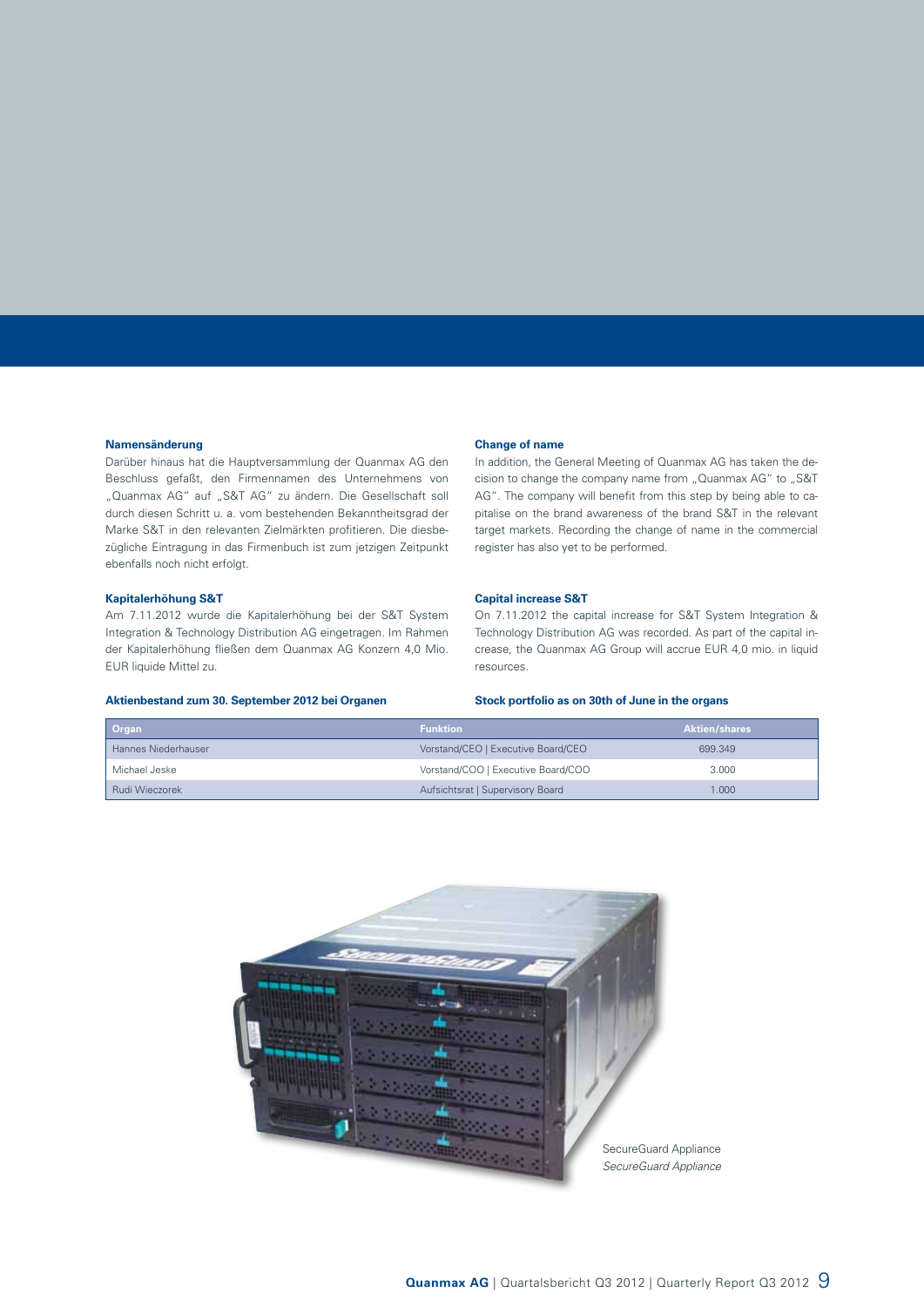### Namensänderung

Darüber hinaus hat die Hauptversammlung der Quanmax AG den Beschluss gefaßt, den Firmennamen des Unternehmens von „Quanmax AG" auf „S&T AG" zu ändern. Die Gesellschaft soll durch diesen Schritt u. a. vom bestehenden Bekanntheitsgrad der Marke S&T in den relevanten Zielmärkten profitieren. Die diesbezügliche Eintragung in das Firmenbuch ist zum jetzigen Zeitpunkt ebenfalls noch nicht erfolgt.

### Change of name

In addition, the General Meeting of Quanmax AG has taken the decision to change the company name from „Quanmax AG" to „S&T AG". The company will benefit from this step by being able to capitalise on the brand awareness of the brand S&T in the relevant target markets. Recording the change of name in the commercial register has also yet to be performed.

### Kapitalerhöhung S&T

Am 7.11.2012 wurde die Kapitalerhöhung bei der S&T System Integration & Technology Distribution AG eingetragen. Im Rahmen der Kapitalerhöhung fließen dem Quanmax AG Konzern 4,0 Mio. EUR liquide Mittel zu.

### Capital increase S&T

On 7.11.2012 the capital increase for S&T System Integration & Technology Distribution AG was recorded. As part of the capital increase, the Quanmax AG Group will accrue EUR 4,0 mio. in liquid resources.

### Aktienbestand zum 30. September 2012 bei Organen

### Stock portfolio as on 30th of June in the organs

| Organ | Funktion | Aktien/shares |
|---|---|---|
| Hannes Niederhauser | Vorstand/CEO \| Executive Board/CEO | 699.349 |
| Michael Jeske | Vorstand/COO \| Executive Board/COO | 3.000 |
| Rudi Wieczorek | Aufsichtsrat \| Supervisory Board | 1.000 |

SecureGuard Appliance

*SecureGuard Appliance*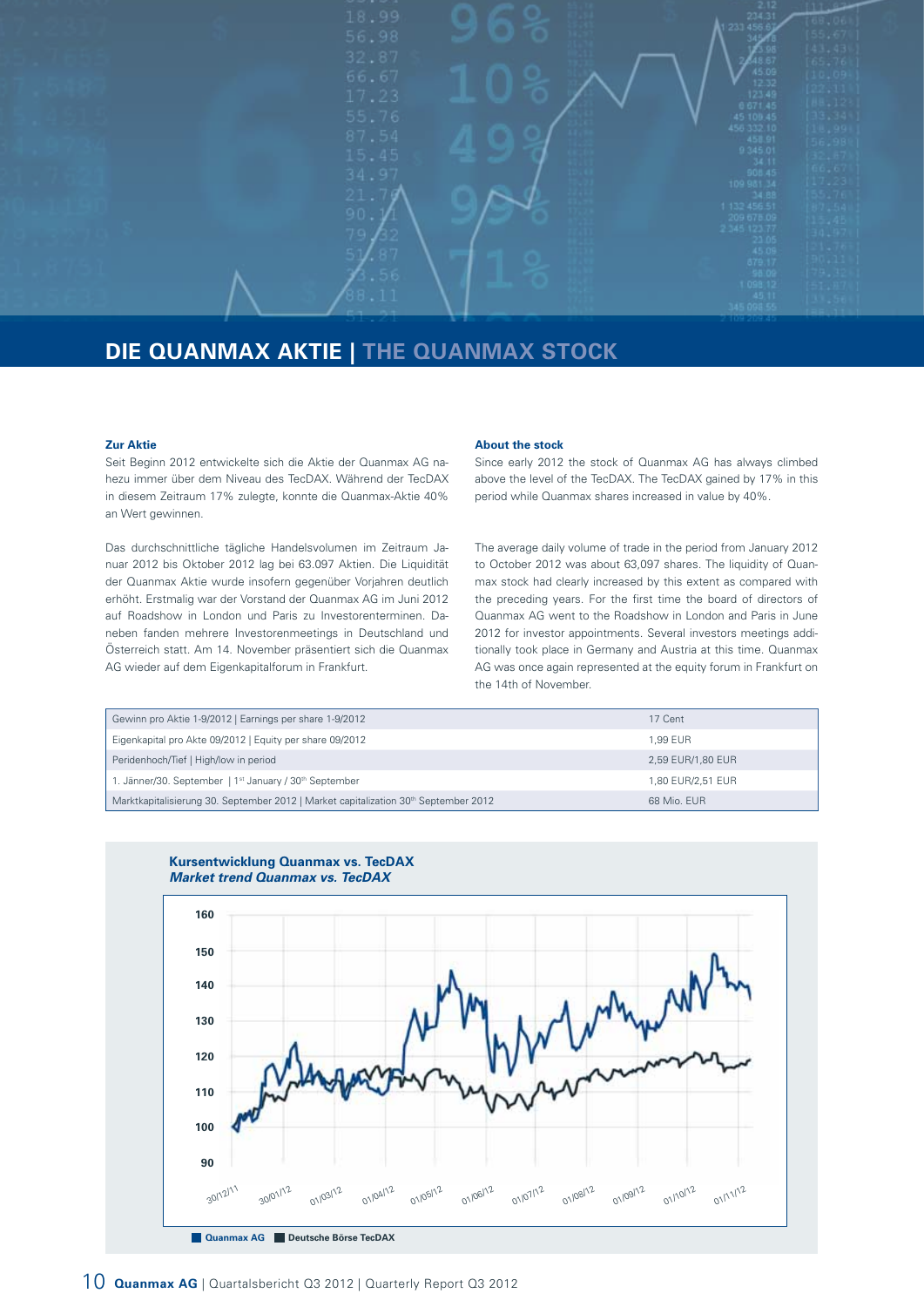# DIE QUANMAX AKTIE | THE QUANMAX STOCK

**Zur Aktie**

Seit Beginn 2012 entwickelte sich die Aktie der Quanmax AG nahezu immer über dem Niveau des TecDAX. Während der TecDAX in diesem Zeitraum 17% zulegte, konnte die Quanmax-Aktie 40% an Wert gewinnen.

Das durchschnittliche tägliche Handelsvolumen im Zeitraum Januar 2012 bis Oktober 2012 lag bei 63.097 Aktien. Die Liquidität der Quanmax Aktie wurde insofern gegenüber Vorjahren deutlich erhöht. Erstmalig war der Vorstand der Quanmax AG im Juni 2012 auf Roadshow in London und Paris zu Investorenterminen. Daneben fanden mehrere Investorenmeetings in Deutschland und Österreich statt. Am 14. November präsentiert sich die Quanmax AG wieder auf dem Eigenkapitalforum in Frankfurt.

**About the stock**

Since early 2012 the stock of Quanmax AG has always climbed above the level of the TecDAX. The TecDAX gained by 17% in this period while Quanmax shares increased in value by 40%.

The average daily volume of trade in the period from January 2012 to October 2012 was about 63,097 shares. The liquidity of Quanmax stock had clearly increased by this extent as compared with the preceding years. For the first time the board of directors of Quanmax AG went to the Roadshow in London and Paris in June 2012 for investor appointments. Several investors meetings additionally took place in Germany and Austria at this time. Quanmax AG was once again represented at the equity forum in Frankfurt on the 14th of November.

| | |
|---|---|
| Gewinn pro Aktie 1-9/2012 \| Earnings per share 1-9/2012 | 17 Cent |
| Eigenkapital pro Akte 09/2012 \| Equity per share 09/2012 | 1,99 EUR |
| Peridenhoch/Tief \| High/low in period | 2,59 EUR/1,80 EUR |
| 1. Jänner/30. September \| 1st January / 30th September | 1,80 EUR/2,51 EUR |
| Marktkapitalisierung 30. September 2012 \| Market capitalization 30th September 2012 | 68 Mio. EUR |

**Kursentwicklung Quanmax vs. TecDAX**
***Market trend Quanmax vs. TecDAX***

Quanmax AG | Deutsche Börse TecDAX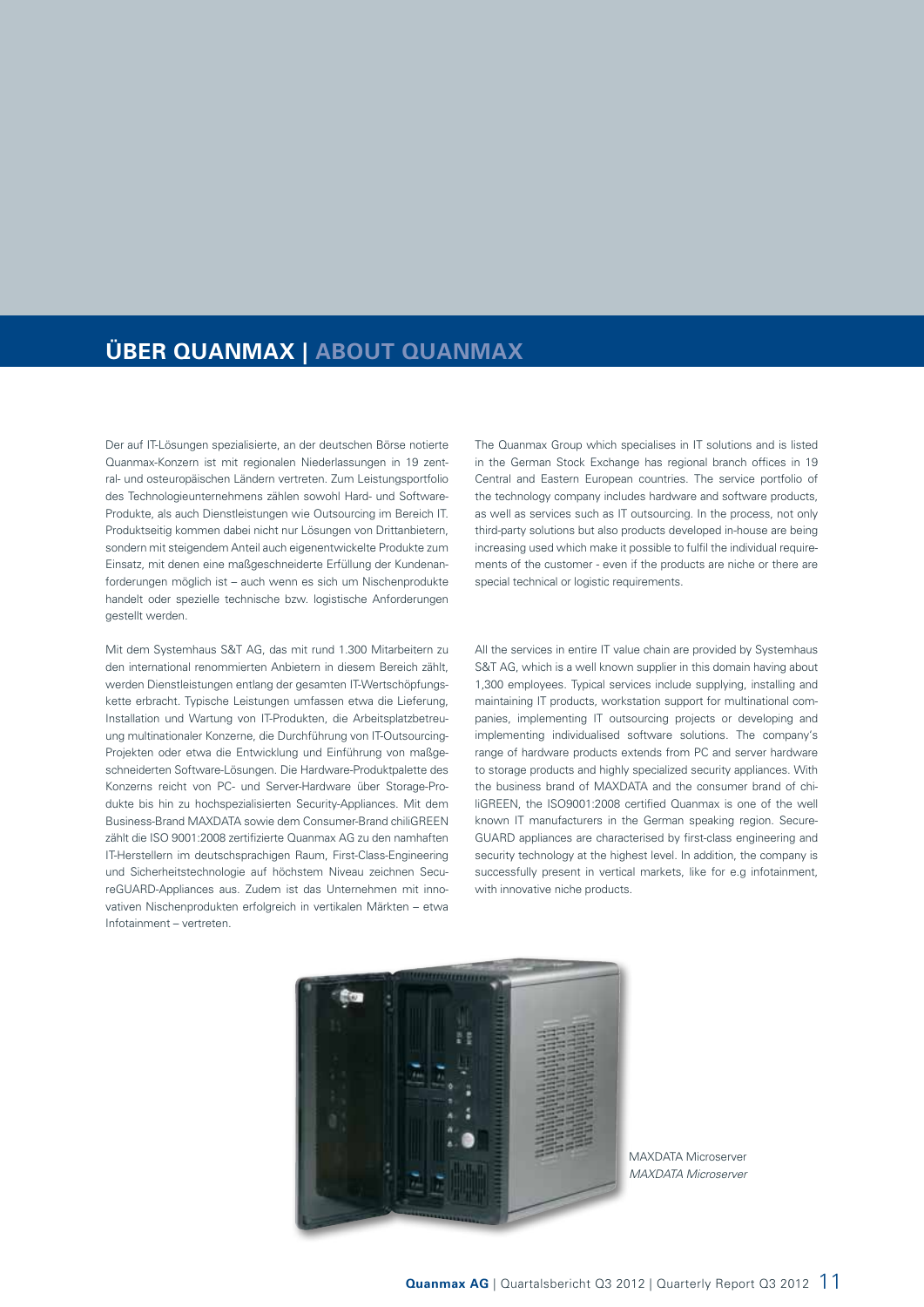# ÜBER QUANMAX | ABOUT QUANMAX

Der auf IT-Lösungen spezialisierte, an der deutschen Börse notierte Quanmax-Konzern ist mit regionalen Niederlassungen in 19 zentral- und osteuropäischen Ländern vertreten. Zum Leistungsportfolio des Technologieunternehmens zählen sowohl Hard- und Software-Produkte, als auch Dienstleistungen wie Outsourcing im Bereich IT. Produktseitig kommen dabei nicht nur Lösungen von Drittanbietern, sondern mit steigendem Anteil auch eigenentwickelte Produkte zum Einsatz, mit denen eine maßgeschneiderte Erfüllung der Kundenanforderungen möglich ist – auch wenn es sich um Nischenprodukte handelt oder spezielle technische bzw. logistische Anforderungen gestellt werden.

Mit dem Systemhaus S&T AG, das mit rund 1.300 Mitarbeitern zu den international renommierten Anbietern in diesem Bereich zählt, werden Dienstleistungen entlang der gesamten IT-Wertschöpfungskette erbracht. Typische Leistungen umfassen etwa die Lieferung, Installation und Wartung von IT-Produkten, die Arbeitsplatzbetreuung multinationaler Konzerne, die Durchführung von IT-Outsourcing-Projekten oder etwa die Entwicklung und Einführung von maßgeschneiderten Software-Lösungen. Die Hardware-Produktpalette des Konzerns reicht von PC- und Server-Hardware über Storage-Produkte bis hin zu hochspezialisierten Security-Appliances. Mit dem Business-Brand MAXDATA sowie dem Consumer-Brand chiliGREEN zählt die ISO 9001:2008 zertifizierte Quanmax AG zu den namhaften IT-Herstellern im deutschsprachigen Raum, First-Class-Engineering und Sicherheitstechnologie auf höchstem Niveau zeichnen SecureGUARD-Appliances aus. Zudem ist das Unternehmen mit innovativen Nischenprodukten erfolgreich in vertikalen Märkten – etwa Infotainment – vertreten.

The Quanmax Group which specialises in IT solutions and is listed in the German Stock Exchange has regional branch offices in 19 Central and Eastern European countries. The service portfolio of the technology company includes hardware and software products, as well as services such as IT outsourcing. In the process, not only third-party solutions but also products developed in-house are being increasing used which make it possible to fulfil the individual requirements of the customer - even if the products are niche or there are special technical or logistic requirements.

All the services in entire IT value chain are provided by Systemhaus S&T AG, which is a well known supplier in this domain having about 1,300 employees. Typical services include supplying, installing and maintaining IT products, workstation support for multinational companies, implementing IT outsourcing projects or developing and implementing individualised software solutions. The company's range of hardware products extends from PC and server hardware to storage products and highly specialized security appliances. With the business brand of MAXDATA and the consumer brand of chiliGREEN, the ISO9001:2008 certified Quanmax is one of the well known IT manufacturers in the German speaking region. SecureGUARD appliances are characterised by first-class engineering and security technology at the highest level. In addition, the company is successfully present in vertical markets, like for e.g infotainment, with innovative niche products.

MAXDATA Microserver
*MAXDATA Microserver*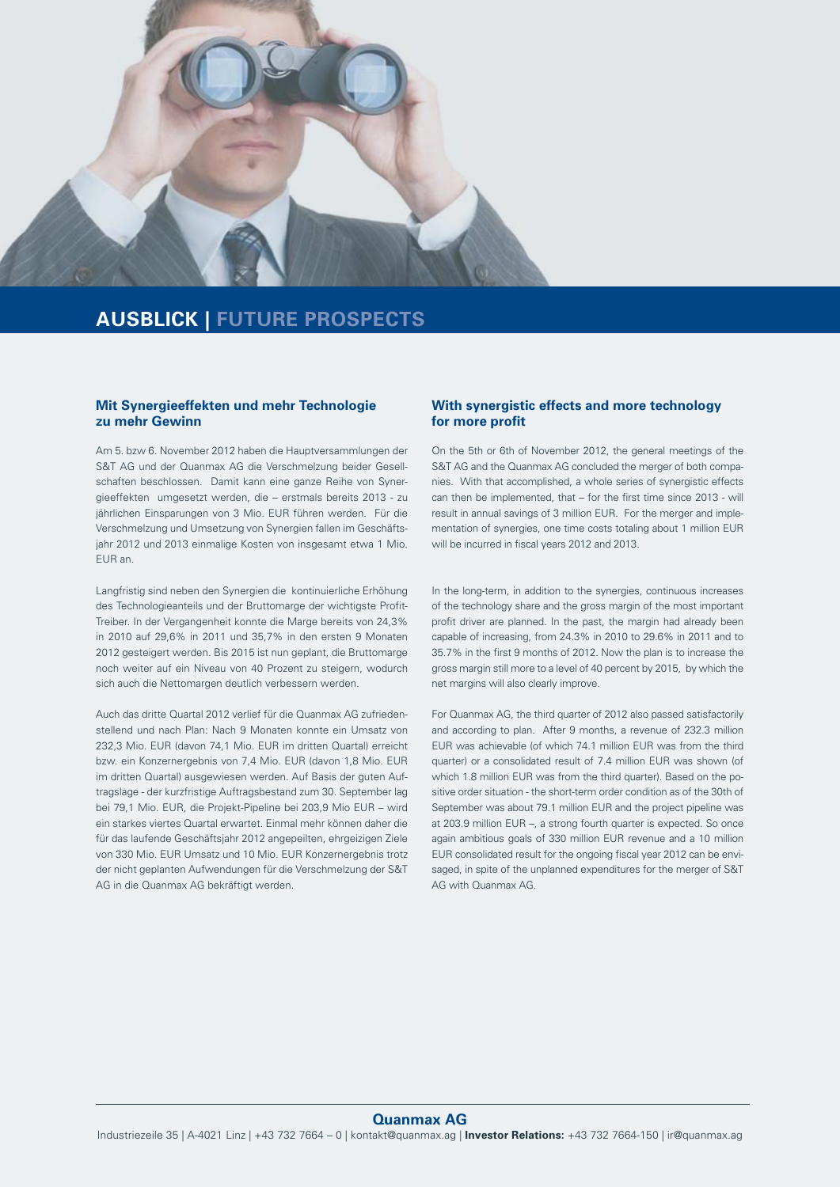# AUSBLICK | FUTURE PROSPECTS

## Mit Synergieeffekten und mehr Technologie zu mehr Gewinn

Am 5. bzw 6. November 2012 haben die Hauptversammlungen der S&T AG und der Quanmax AG die Verschmelzung beider Gesellschaften beschlossen. Damit kann eine ganze Reihe von Synergieeffekten umgesetzt werden, die – erstmals bereits 2013 - zu jährlichen Einsparungen von 3 Mio. EUR führen werden. Für die Verschmelzung und Umsetzung von Synergien fallen im Geschäftsjahr 2012 und 2013 einmalige Kosten von insgesamt etwa 1 Mio. EUR an.

Langfristig sind neben den Synergien die kontinuierliche Erhöhung des Technologieanteils und der Bruttomarge der wichtigste Profit-Treiber. In der Vergangenheit konnte die Marge bereits von 24,3% in 2010 auf 29,6% in 2011 und 35,7% in den ersten 9 Monaten 2012 gesteigert werden. Bis 2015 ist nun geplant, die Bruttomarge noch weiter auf ein Niveau von 40 Prozent zu steigern, wodurch sich auch die Nettomargen deutlich verbessern werden.

Auch das dritte Quartal 2012 verlief für die Quanmax AG zufriedenstellend und nach Plan: Nach 9 Monaten konnte ein Umsatz von 232,3 Mio. EUR (davon 74,1 Mio. EUR im dritten Quartal) erreicht bzw. ein Konzernergebnis von 7,4 Mio. EUR (davon 1,8 Mio. EUR im dritten Quartal) ausgewiesen werden. Auf Basis der guten Auftragslage - der kurzfristige Auftragsbestand zum 30. September lag bei 79,1 Mio. EUR, die Projekt-Pipeline bei 203,9 Mio EUR – wird ein starkes viertes Quartal erwartet. Einmal mehr können daher die für das laufende Geschäftsjahr 2012 angepeilten, ehrgeizigen Ziele von 330 Mio. EUR Umsatz und 10 Mio. EUR Konzernergebnis trotz der nicht geplanten Aufwendungen für die Verschmelzung der S&T AG in die Quanmax AG bekräftigt werden.

## With synergistic effects and more technology for more profit

On the 5th or 6th of November 2012, the general meetings of the S&T AG and the Quanmax AG concluded the merger of both companies. With that accomplished, a whole series of synergistic effects can then be implemented, that – for the first time since 2013 - will result in annual savings of 3 million EUR. For the merger and implementation of synergies, one time costs totaling about 1 million EUR will be incurred in fiscal years 2012 and 2013.

In the long-term, in addition to the synergies, continuous increases of the technology share and the gross margin of the most important profit driver are planned. In the past, the margin had already been capable of increasing, from 24.3% in 2010 to 29.6% in 2011 and to 35.7% in the first 9 months of 2012. Now the plan is to increase the gross margin still more to a level of 40 percent by 2015, by which the net margins will also clearly improve.

For Quanmax AG, the third quarter of 2012 also passed satisfactorily and according to plan. After 9 months, a revenue of 232.3 million EUR was achievable (of which 74.1 million EUR was from the third quarter) or a consolidated result of 7.4 million EUR was shown (of which 1.8 million EUR was from the third quarter). Based on the positive order situation - the short-term order condition as of the 30th of September was about 79.1 million EUR and the project pipeline was at 203.9 million EUR –, a strong fourth quarter is expected. So once again ambitious goals of 330 million EUR revenue and a 10 million EUR consolidated result for the ongoing fiscal year 2012 can be envisaged, in spite of the unplanned expenditures for the merger of S&T AG with Quanmax AG.

**Quanmax AG**

Industriezeile 35 | A-4021 Linz | +43 732 7664 – 0 | kontakt@quanmax.ag | **Investor Relations:** +43 732 7664-150 | ir@quanmax.ag